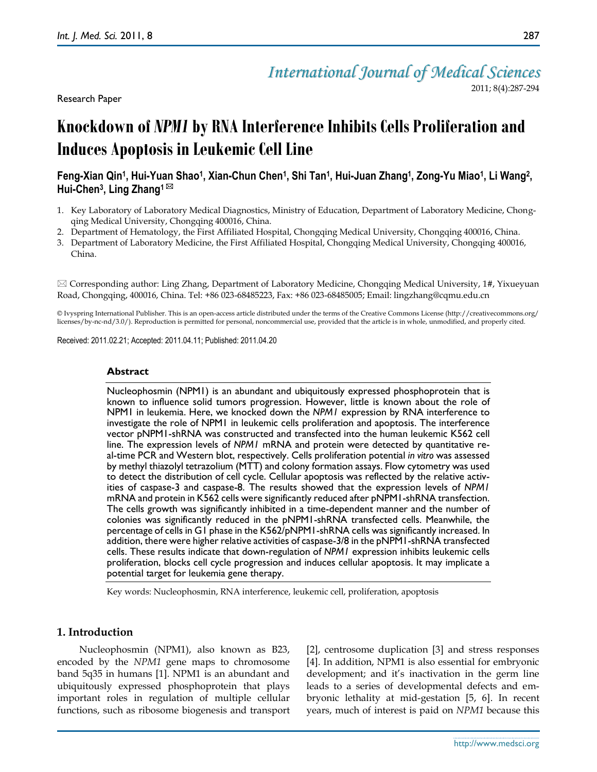Research Paper

# Knockdown of *NPM1* by RNA Interference Inhibits Cells Proliferation and Induces Apoptosis in Leukemic Cell Line

**Feng-Xian Qin[1], Hui-Yuan Shao[1], Xian-Chun Chen[1], Shi Tan[1], Hui-Juan Zhang[1], Zong-Yu Miao[1], Li Wang[2], Hui-Chen[3], Ling Zhang[1] ✉**

1. Key Laboratory of Laboratory Medical Diagnostics, Ministry of Education, Department of Laboratory Medicine, Chongqing Medical University, Chongqing 400016, China.
2. Department of Hematology, the First Affiliated Hospital, Chongqing Medical University, Chongqing 400016, China.
3. Department of Laboratory Medicine, the First Affiliated Hospital, Chongqing Medical University, Chongqing 400016, China.

✉ Corresponding author: Ling Zhang, Department of Laboratory Medicine, Chongqing Medical University, 1#, Yixueyuan Road, Chongqing, 400016, China. Tel: +86 023-68485223, Fax: +86 023-68485005; Email: lingzhang@cqmu.edu.cn

© Ivyspring International Publisher. This is an open-access article distributed under the terms of the Creative Commons License (http://creativecommons.org/licenses/by-nc-nd/3.0/). Reproduction is permitted for personal, noncommercial use, provided that the article is in whole, unmodified, and properly cited.

Received: 2011.02.21; Accepted: 2011.04.11; Published: 2011.04.20

## Abstract

Nucleophosmin (NPM1) is an abundant and ubiquitously expressed phosphoprotein that is known to influence solid tumors progression. However, little is known about the role of NPM1 in leukemia. Here, we knocked down the *NPM1* expression by RNA interference to investigate the role of NPM1 in leukemic cells proliferation and apoptosis. The interference vector pNPM1-shRNA was constructed and transfected into the human leukemic K562 cell line. The expression levels of *NPM1* mRNA and protein were detected by quantitative real-time PCR and Western blot, respectively. Cells proliferation potential *in vitro* was assessed by methyl thiazolyl tetrazolium (MTT) and colony formation assays. Flow cytometry was used to detect the distribution of cell cycle. Cellular apoptosis was reflected by the relative activities of caspase-3 and caspase-8. The results showed that the expression levels of *NPM1* mRNA and protein in K562 cells were significantly reduced after pNPM1-shRNA transfection. The cells growth was significantly inhibited in a time-dependent manner and the number of colonies was significantly reduced in the pNPM1-shRNA transfected cells. Meanwhile, the percentage of cells in G1 phase in the K562/pNPM1-shRNA cells was significantly increased. In addition, there were higher relative activities of caspase-3/8 in the pNPM1-shRNA transfected cells. These results indicate that down-regulation of *NPM1* expression inhibits leukemic cells proliferation, blocks cell cycle progression and induces cellular apoptosis. It may implicate a potential target for leukemia gene therapy.

Key words: Nucleophosmin, RNA interference, leukemic cell, proliferation, apoptosis

## 1. Introduction

Nucleophosmin (NPM1), also known as B23, encoded by the *NPM1* gene maps to chromosome band 5q35 in humans [1]. NPM1 is an abundant and ubiquitously expressed phosphoprotein that plays important roles in regulation of multiple cellular functions, such as ribosome biogenesis and transport [2], centrosome duplication [3] and stress responses [4]. In addition, NPM1 is also essential for embryonic development; and it's inactivation in the germ line leads to a series of developmental defects and embryonic lethality at mid-gestation [5, 6]. In recent years, much of interest is paid on *NPM1* because this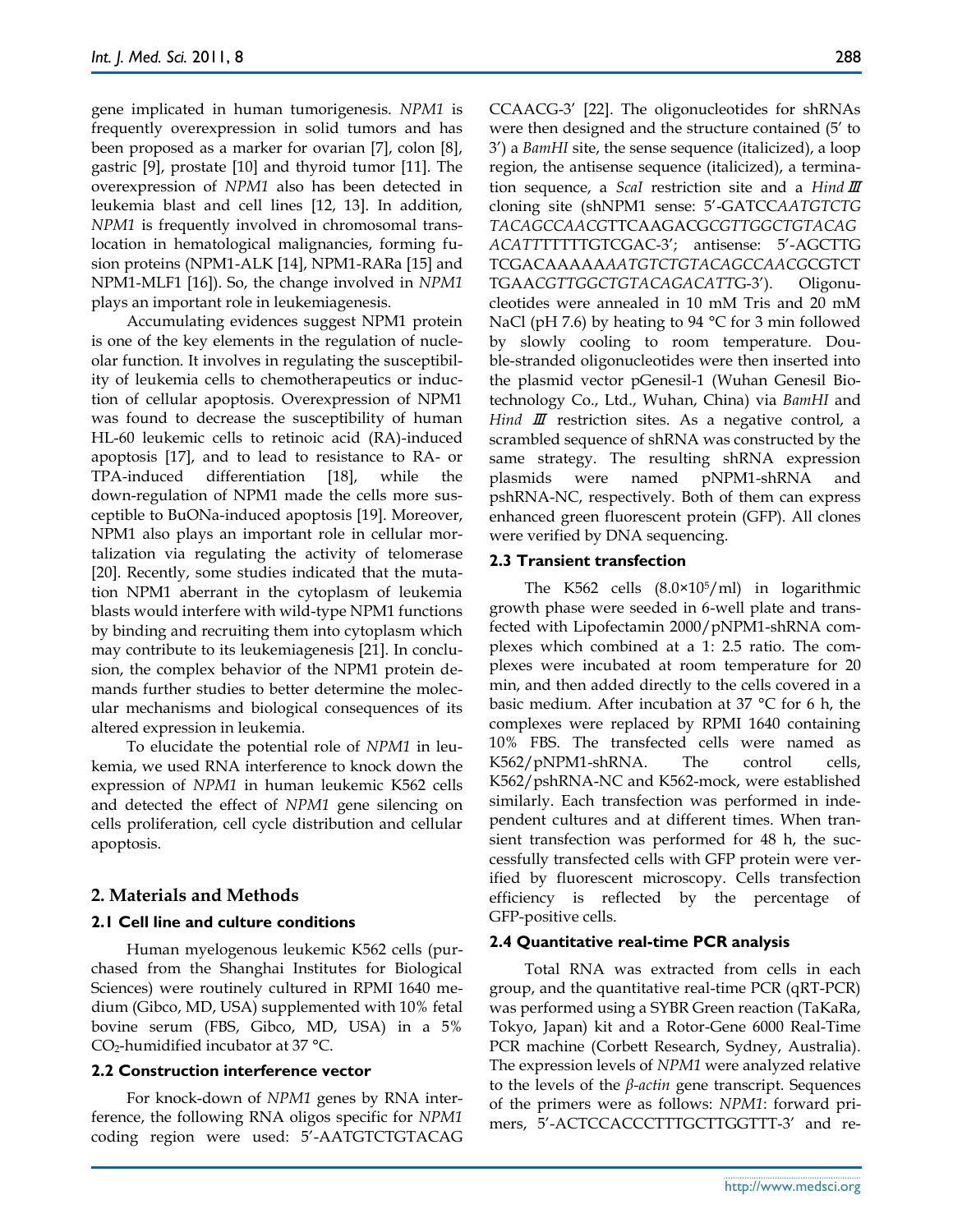gene implicated in human tumorigenesis. *NPM1* is frequently overexpression in solid tumors and has been proposed as a marker for ovarian [7], colon [8], gastric [9], prostate [10] and thyroid tumor [11]. The overexpression of *NPM1* also has been detected in leukemia blast and cell lines [12, 13]. In addition, *NPM1* is frequently involved in chromosomal translocation in hematological malignancies, forming fusion proteins (NPM1-ALK [14], NPM1-RARa [15] and NPM1-MLF1 [16]). So, the change involved in *NPM1* plays an important role in leukemiagenesis.

Accumulating evidences suggest NPM1 protein is one of the key elements in the regulation of nucleolar function. It involves in regulating the susceptibility of leukemia cells to chemotherapeutics or induction of cellular apoptosis. Overexpression of NPM1 was found to decrease the susceptibility of human HL-60 leukemic cells to retinoic acid (RA)-induced apoptosis [17], and to lead to resistance to RA- or TPA-induced differentiation [18], while the down-regulation of NPM1 made the cells more susceptible to BuONa-induced apoptosis [19]. Moreover, NPM1 also plays an important role in cellular mortalization via regulating the activity of telomerase [20]. Recently, some studies indicated that the mutation NPM1 aberrant in the cytoplasm of leukemia blasts would interfere with wild-type NPM1 functions by binding and recruiting them into cytoplasm which may contribute to its leukemiagenesis [21]. In conclusion, the complex behavior of the NPM1 protein demands further studies to better determine the molecular mechanisms and biological consequences of its altered expression in leukemia.

To elucidate the potential role of *NPM1* in leukemia, we used RNA interference to knock down the expression of *NPM1* in human leukemic K562 cells and detected the effect of *NPM1* gene silencing on cells proliferation, cell cycle distribution and cellular apoptosis.

## 2. Materials and Methods

### 2.1 Cell line and culture conditions

Human myelogenous leukemic K562 cells (purchased from the Shanghai Institutes for Biological Sciences) were routinely cultured in RPMI 1640 medium (Gibco, MD, USA) supplemented with 10% fetal bovine serum (FBS, Gibco, MD, USA) in a 5% $CO_2$-humidified incubator at 37 °C.

### 2.2 Construction interference vector

For knock-down of *NPM1* genes by RNA interference, the following RNA oligos specific for *NPM1* coding region were used: 5′-AATGTCTGTACAGCCAACG-3′ [22]. The oligonucleotides for shRNAs were then designed and the structure contained (5′ to 3′) a *BamHI* site, the sense sequence (italicized), a loop region, the antisense sequence (italicized), a termination sequence, a *ScaI* restriction site and a *Hind III* cloning site (shNPM1 sense: 5′-GATCC*AATGTCTGTACAGCCAACG*TTCAAGACG*CGTTGGCTGTACAGACATT*TTTTTGTCGAC-3′; antisense: 5′-AGCTTGTCGACAAAAA*AATGTCTGTACAGCCAACG*CGTCTTGAAC*GTTGGCTGTACAGACATT*G-3′). Oligonucleotides were annealed in 10 mM Tris and 20 mM NaCl (pH 7.6) by heating to 94 °C for 3 min followed by slowly cooling to room temperature. Double-stranded oligonucleotides were then inserted into the plasmid vector pGenesil-1 (Wuhan Genesil Biotechnology Co., Ltd., Wuhan, China) via *BamHI* and *Hind III* restriction sites. As a negative control, a scrambled sequence of shRNA was constructed by the same strategy. The resulting shRNA expression plasmids were named pNPM1-shRNA and pshRNA-NC, respectively. Both of them can express enhanced green fluorescent protein (GFP). All clones were verified by DNA sequencing.

### 2.3 Transient transfection

The K562 cells ($8.0\times10^5$/ml) in logarithmic growth phase were seeded in 6-well plate and transfected with Lipofectamin 2000/pNPM1-shRNA complexes which combined at a 1: 2.5 ratio. The complexes were incubated at room temperature for 20 min, and then added directly to the cells covered in a basic medium. After incubation at 37 °C for 6 h, the complexes were replaced by RPMI 1640 containing 10% FBS. The transfected cells were named as K562/pNPM1-shRNA. The control cells, K562/pshRNA-NC and K562-mock, were established similarly. Each transfection was performed in independent cultures and at different times. When transient transfection was performed for 48 h, the successfully transfected cells with GFP protein were verified by fluorescent microscopy. Cells transfection efficiency is reflected by the percentage of GFP-positive cells.

### 2.4 Quantitative real-time PCR analysis

Total RNA was extracted from cells in each group, and the quantitative real-time PCR (qRT-PCR) was performed using a SYBR Green reaction (TaKaRa, Tokyo, Japan) kit and a Rotor-Gene 6000 Real-Time PCR machine (Corbett Research, Sydney, Australia). The expression levels of *NPM1* were analyzed relative to the levels of the *β-actin* gene transcript. Sequences of the primers were as follows: *NPM1*: forward primers, 5′-ACTCCACCCTTTGCTTGGTTT-3′ and re-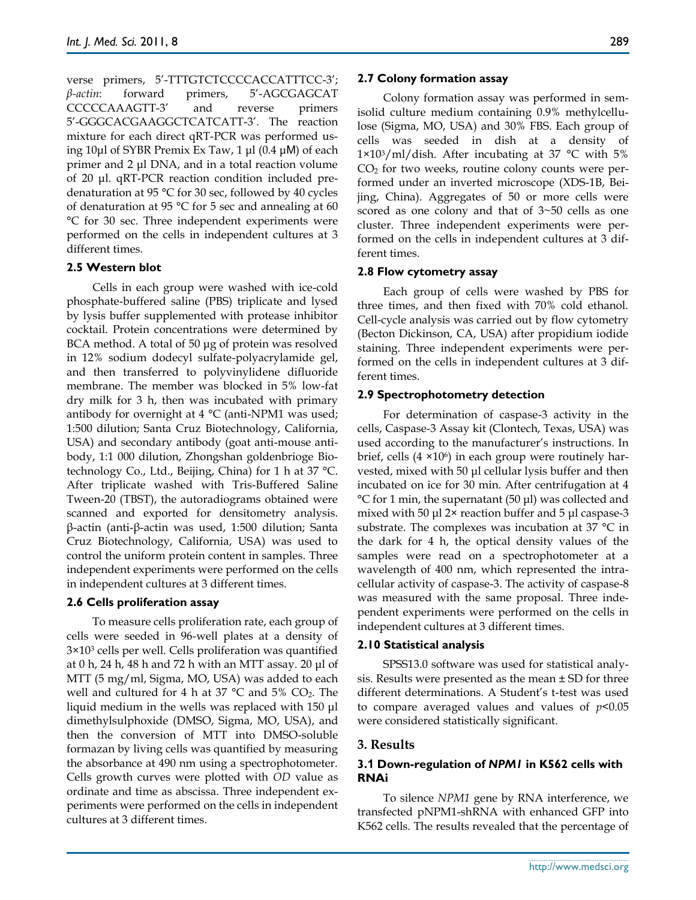verse primers, 5′-TTTGTCTCCCCACCATTTCC-3′; *β-actin*: forward primers, 5′-AGCGAGCAT CCCCCAAAGTT-3′ and reverse primers 5′-GGGCACGAAGGCTCATCATT-3′. The reaction mixture for each direct qRT-PCR was performed using 10μl of SYBR Premix Ex Taw, 1 μl (0.4 μM) of each primer and 2 μl DNA, and in a total reaction volume of 20 μl. qRT-PCR reaction condition included predenaturation at 95 °C for 30 sec, followed by 40 cycles of denaturation at 95 °C for 5 sec and annealing at 60 °C for 30 sec. Three independent experiments were performed on the cells in independent cultures at 3 different times.

### 2.5 Western blot

Cells in each group were washed with ice-cold phosphate-buffered saline (PBS) triplicate and lysed by lysis buffer supplemented with protease inhibitor cocktail. Protein concentrations were determined by BCA method. A total of 50 μg of protein was resolved in 12% sodium dodecyl sulfate-polyacrylamide gel, and then transferred to polyvinylidene difluoride membrane. The member was blocked in 5% low-fat dry milk for 3 h, then was incubated with primary antibody for overnight at 4 °C (anti-NPM1 was used; 1:500 dilution; Santa Cruz Biotechnology, California, USA) and secondary antibody (goat anti-mouse antibody, 1:1 000 dilution, Zhongshan goldenbrioge Biotechnology Co., Ltd., Beijing, China) for 1 h at 37 °C. After triplicate washed with Tris-Buffered Saline Tween-20 (TBST), the autoradiograms obtained were scanned and exported for densitometry analysis. β-actin (anti-β-actin was used, 1:500 dilution; Santa Cruz Biotechnology, California, USA) was used to control the uniform protein content in samples. Three independent experiments were performed on the cells in independent cultures at 3 different times.

### 2.6 Cells proliferation assay

To measure cells proliferation rate, each group of cells were seeded in 96-well plates at a density of $3\times10^3$ cells per well. Cells proliferation was quantified at 0 h, 24 h, 48 h and 72 h with an MTT assay. 20 μl of MTT (5 mg/ml, Sigma, MO, USA) was added to each well and cultured for 4 h at 37 °C and 5% $CO_2$. The liquid medium in the wells was replaced with 150 μl dimethylsulphoxide (DMSO, Sigma, MO, USA), and then the conversion of MTT into DMSO-soluble formazan by living cells was quantified by measuring the absorbance at 490 nm using a spectrophotometer. Cells growth curves were plotted with *OD* value as ordinate and time as abscissa. Three independent experiments were performed on the cells in independent cultures at 3 different times.

### 2.7 Colony formation assay

Colony formation assay was performed in semisolid culture medium containing 0.9% methylcellulose (Sigma, MO, USA) and 30% FBS. Each group of cells was seeded in dish at a density of $1\times10^3$/ml/dish. After incubating at 37 °C with 5% $CO_2$ for two weeks, routine colony counts were performed under an inverted microscope (XDS-1B, Beijing, China). Aggregates of 50 or more cells were scored as one colony and that of 3~50 cells as one cluster. Three independent experiments were performed on the cells in independent cultures at 3 different times.

### 2.8 Flow cytometry assay

Each group of cells were washed by PBS for three times, and then fixed with 70% cold ethanol. Cell-cycle analysis was carried out by flow cytometry (Becton Dickinson, CA, USA) after propidium iodide staining. Three independent experiments were performed on the cells in independent cultures at 3 different times.

### 2.9 Spectrophotometry detection

For determination of caspase-3 activity in the cells, Caspase-3 Assay kit (Clontech, Texas, USA) was used according to the manufacturer's instructions. In brief, cells ($4\times10^6$) in each group were routinely harvested, mixed with 50 μl cellular lysis buffer and then incubated on ice for 30 min. After centrifugation at 4 °C for 1 min, the supernatant (50 μl) was collected and mixed with 50 μl 2× reaction buffer and 5 μl caspase-3 substrate. The complexes was incubation at 37 °C in the dark for 4 h, the optical density values of the samples were read on a spectrophotometer at a wavelength of 400 nm, which represented the intracellular activity of caspase-3. The activity of caspase-8 was measured with the same proposal. Three independent experiments were performed on the cells in independent cultures at 3 different times.

### 2.10 Statistical analysis

SPSS13.0 software was used for statistical analysis. Results were presented as the mean ± SD for three different determinations. A Student's t-test was used to compare averaged values and values of $p<0.05$ were considered statistically significant.

## 3. Results

### 3.1 Down-regulation of *NPM1* in K562 cells with RNAi

To silence *NPM1* gene by RNA interference, we transfected pNPM1-shRNA with enhanced GFP into K562 cells. The results revealed that the percentage of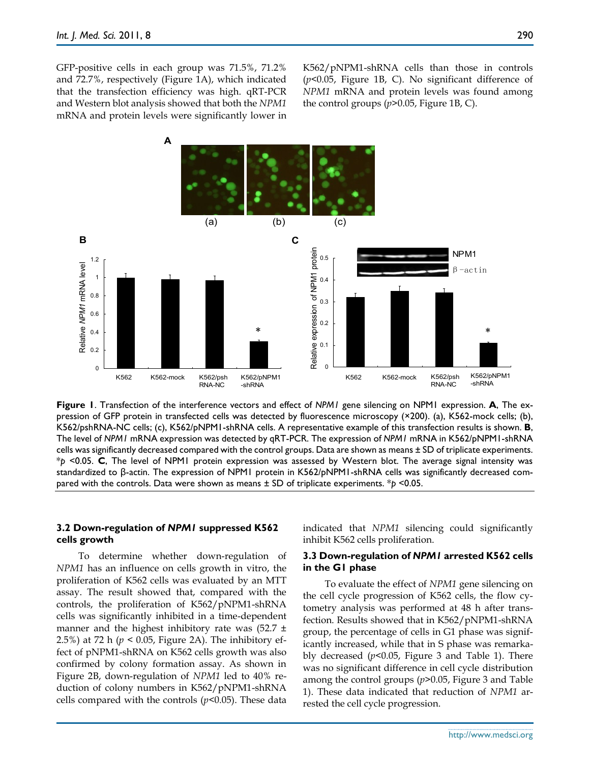GFP-positive cells in each group was 71.5%, 71.2% and 72.7%, respectively (Figure 1A), which indicated that the transfection efficiency was high. qRT-PCR and Western blot analysis showed that both the *NPM1* mRNA and protein levels were significantly lower in K562/pNPM1-shRNA cells than those in controls ($p$<0.05, Figure 1B, C). No significant difference of *NPM1* mRNA and protein levels was found among the control groups ($p$>0.05, Figure 1B, C).

**Figure 1**. Transfection of the interference vectors and effect of *NPM1* gene silencing on NPM1 expression. **A**, The expression of GFP protein in transfected cells was detected by fluorescence microscopy (×200). (a), K562-mock cells; (b), K562/pshRNA-NC cells; (c), K562/pNPM1-shRNA cells. A representative example of this transfection results is shown. **B**, The level of *NPM1* mRNA expression was detected by qRT-PCR. The expression of *NPM1* mRNA in K562/pNPM1-shRNA cells was significantly decreased compared with the control groups. Data are shown as means ± SD of triplicate experiments. *$p$ <0.05. **C**, The level of NPM1 protein expression was assessed by Western blot. The average signal intensity was standardized to β-actin. The expression of NPM1 protein in K562/pNPM1-shRNA cells was significantly decreased compared with the controls. Data were shown as means ± SD of triplicate experiments. *$p$ <0.05.

### 3.2 Down-regulation of *NPM1* suppressed K562 cells growth

To determine whether down-regulation of *NPM1* has an influence on cells growth in vitro, the proliferation of K562 cells was evaluated by an MTT assay. The result showed that, compared with the controls, the proliferation of K562/pNPM1-shRNA cells was significantly inhibited in a time-dependent manner and the highest inhibitory rate was (52.7 ± 2.5%) at 72 h ($p$ < 0.05, Figure 2A). The inhibitory effect of pNPM1-shRNA on K562 cells growth was also confirmed by colony formation assay. As shown in Figure 2B, down-regulation of *NPM1* led to 40% reduction of colony numbers in K562/pNPM1-shRNA cells compared with the controls ($p$<0.05). These data indicated that *NPM1* silencing could significantly inhibit K562 cells proliferation.

### 3.3 Down-regulation of *NPM1* arrested K562 cells in the G1 phase

To evaluate the effect of *NPM1* gene silencing on the cell cycle progression of K562 cells, the flow cytometry analysis was performed at 48 h after transfection. Results showed that in K562/pNPM1-shRNA group, the percentage of cells in G1 phase was significantly increased, while that in S phase was remarkably decreased ($p$<0.05, Figure 3 and Table 1). There was no significant difference in cell cycle distribution among the control groups ($p$>0.05, Figure 3 and Table 1). These data indicated that reduction of *NPM1* arrested the cell cycle progression.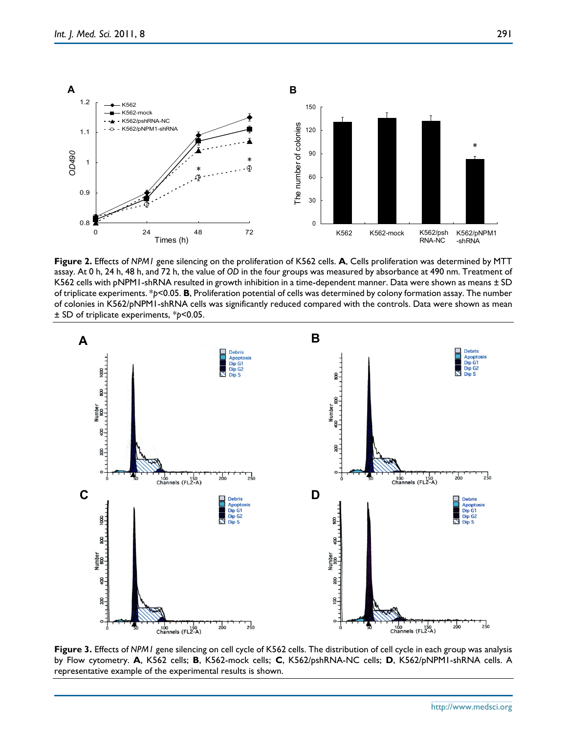**Figure 2.** Effects of *NPM1* gene silencing on the proliferation of K562 cells. **A**, Cells proliferation was determined by MTT assay. At 0 h, 24 h, 48 h, and 72 h, the value of *OD* in the four groups was measured by absorbance at 490 nm. Treatment of K562 cells with pNPM1-shRNA resulted in growth inhibition in a time-dependent manner. Data were shown as means ± SD of triplicate experiments. *$p$<0.05. **B**, Proliferation potential of cells was determined by colony formation assay. The number of colonies in K562/pNPM1-shRNA cells was significantly reduced compared with the controls. Data were shown as mean ± SD of triplicate experiments, *$p$<0.05.

**Figure 3.** Effects of *NPM1* gene silencing on cell cycle of K562 cells. The distribution of cell cycle in each group was analysis by Flow cytometry. **A**, K562 cells; **B**, K562-mock cells; **C**, K562/pshRNA-NC cells; **D**, K562/pNPM1-shRNA cells. A representative example of the experimental results is shown.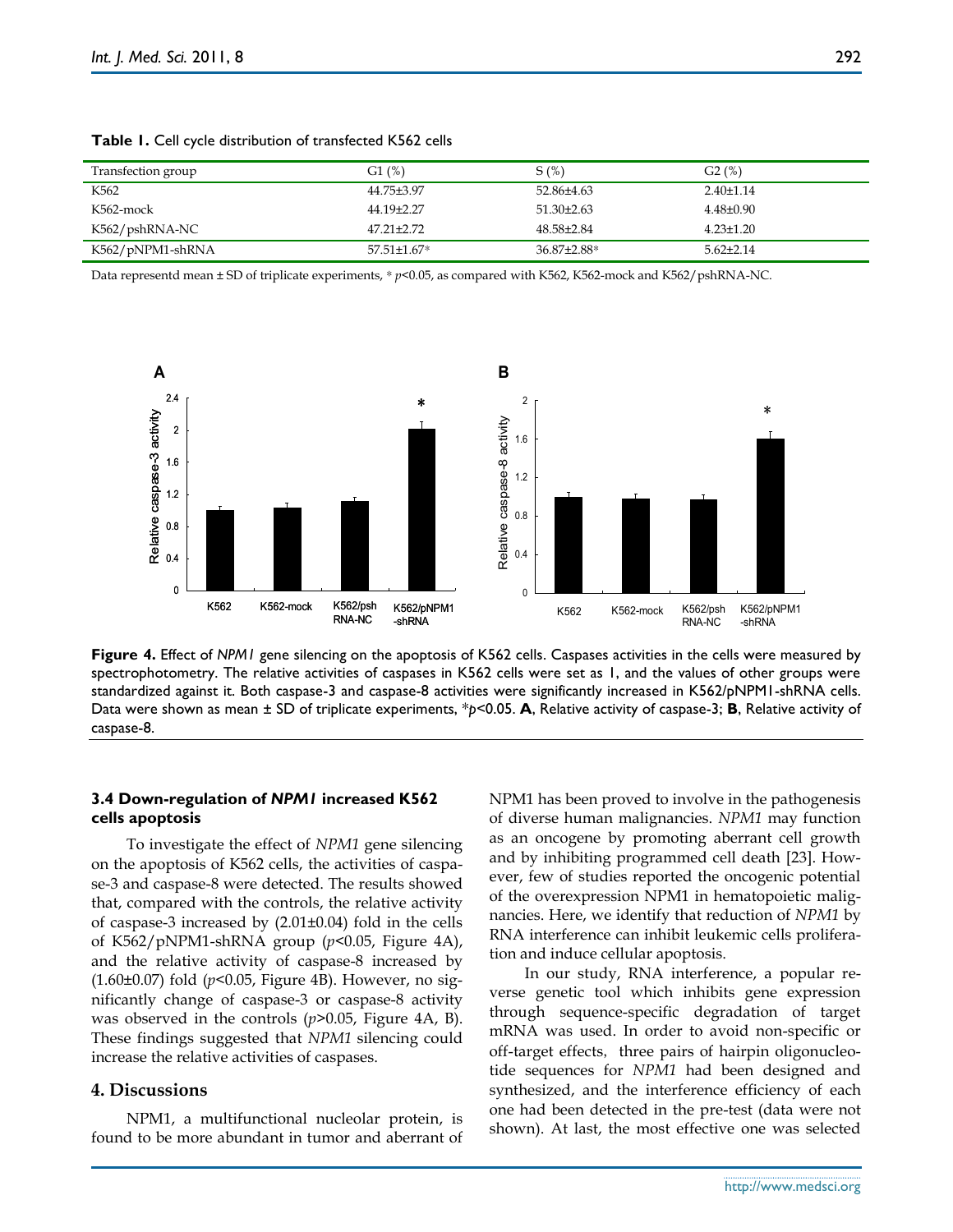**Table 1.** Cell cycle distribution of transfected K562 cells

| Transfection group | G1 (%) | S (%) | G2 (%) |
|---|---|---|---|
| K562 | 44.75±3.97 | 52.86±4.63 | 2.40±1.14 |
| K562-mock | 44.19±2.27 | 51.30±2.63 | 4.48±0.90 |
| K562/pshRNA-NC | 47.21±2.72 | 48.58±2.84 | 4.23±1.20 |
| K562/pNPM1-shRNA | 57.51±1.67* | 36.87±2.88* | 5.62±2.14 |

Data representd mean ± SD of triplicate experiments, * $p<0.05$, as compared with K562, K562-mock and K562/pshRNA-NC.

**Figure 4.** Effect of *NPM1* gene silencing on the apoptosis of K562 cells. Caspases activities in the cells were measured by spectrophotometry. The relative activities of caspases in K562 cells were set as 1, and the values of other groups were standardized against it. Both caspase-3 and caspase-8 activities were significantly increased in K562/pNPM1-shRNA cells. Data were shown as mean ± SD of triplicate experiments, *$p<0.05$. **A**, Relative activity of caspase-3; **B**, Relative activity of caspase-8.

### 3.4 Down-regulation of *NPM1* increased K562 cells apoptosis

To investigate the effect of *NPM1* gene silencing on the apoptosis of K562 cells, the activities of caspase-3 and caspase-8 were detected. The results showed that, compared with the controls, the relative activity of caspase-3 increased by (2.01±0.04) fold in the cells of K562/pNPM1-shRNA group ($p<0.05$, Figure 4A), and the relative activity of caspase-8 increased by (1.60±0.07) fold ($p<0.05$, Figure 4B). However, no significantly change of caspase-3 or caspase-8 activity was observed in the controls ($p>0.05$, Figure 4A, B). These findings suggested that *NPM1* silencing could increase the relative activities of caspases.

## 4. Discussions

NPM1, a multifunctional nucleolar protein, is found to be more abundant in tumor and aberrant of NPM1 has been proved to involve in the pathogenesis of diverse human malignancies. *NPM1* may function as an oncogene by promoting aberrant cell growth and by inhibiting programmed cell death [23]. However, few of studies reported the oncogenic potential of the overexpression NPM1 in hematopoietic malignancies. Here, we identify that reduction of *NPM1* by RNA interference can inhibit leukemic cells proliferation and induce cellular apoptosis.

In our study, RNA interference, a popular reverse genetic tool which inhibits gene expression through sequence-specific degradation of target mRNA was used. In order to avoid non-specific or off-target effects, three pairs of hairpin oligonucleotide sequences for *NPM1* had been designed and synthesized, and the interference efficiency of each one had been detected in the pre-test (data were not shown). At last, the most effective one was selected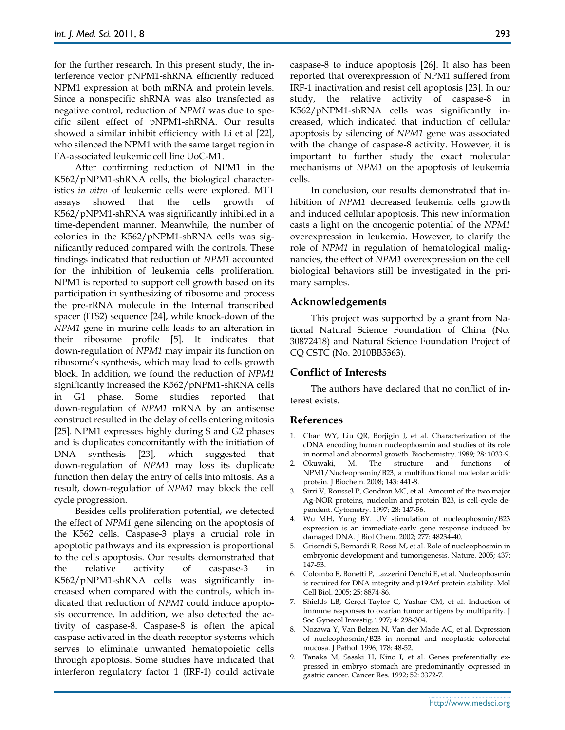for the further research. In this present study, the interference vector pNPM1-shRNA efficiently reduced NPM1 expression at both mRNA and protein levels. Since a nonspecific shRNA was also transfected as negative control, reduction of *NPM1* was due to specific silent effect of pNPM1-shRNA. Our results showed a similar inhibit efficiency with Li et al [22], who silenced the NPM1 with the same target region in FA-associated leukemic cell line UoC-M1.

After confirming reduction of NPM1 in the K562/pNPM1-shRNA cells, the biological characteristics *in vitro* of leukemic cells were explored. MTT assays showed that the cells growth of K562/pNPM1-shRNA was significantly inhibited in a time-dependent manner. Meanwhile, the number of colonies in the K562/pNPM1-shRNA cells was significantly reduced compared with the controls. These findings indicated that reduction of *NPM1* accounted for the inhibition of leukemia cells proliferation. NPM1 is reported to support cell growth based on its participation in synthesizing of ribosome and process the pre-rRNA molecule in the Internal transcribed spacer (ITS2) sequence [24], while knock-down of the *NPM1* gene in murine cells leads to an alteration in their ribosome profile [5]. It indicates that down-regulation of *NPM1* may impair its function on ribosome's synthesis, which may lead to cells growth block. In addition, we found the reduction of *NPM1* significantly increased the K562/pNPM1-shRNA cells in G1 phase. Some studies reported that down-regulation of *NPM1* mRNA by an antisense construct resulted in the delay of cells entering mitosis [25]. NPM1 expresses highly during S and G2 phases and is duplicates concomitantly with the initiation of DNA synthesis [23], which suggested that down-regulation of *NPM1* may loss its duplicate function then delay the entry of cells into mitosis. As a result, down-regulation of *NPM1* may block the cell cycle progression.

Besides cells proliferation potential, we detected the effect of *NPM1* gene silencing on the apoptosis of the K562 cells. Caspase-3 plays a crucial role in apoptotic pathways and its expression is proportional to the cells apoptosis. Our results demonstrated that the relative activity of caspase-3 in K562/pNPM1-shRNA cells was significantly increased when compared with the controls, which indicated that reduction of *NPM1* could induce apoptosis occurrence. In addition, we also detected the activity of caspase-8. Caspase-8 is often the apical caspase activated in the death receptor systems which serves to eliminate unwanted hematopoietic cells through apoptosis. Some studies have indicated that interferon regulatory factor 1 (IRF-1) could activate caspase-8 to induce apoptosis [26]. It also has been reported that overexpression of NPM1 suffered from IRF-1 inactivation and resist cell apoptosis [23]. In our study, the relative activity of caspase-8 in K562/pNPM1-shRNA cells was significantly increased, which indicated that induction of cellular apoptosis by silencing of *NPM1* gene was associated with the change of caspase-8 activity. However, it is important to further study the exact molecular mechanisms of *NPM1* on the apoptosis of leukemia cells.

In conclusion, our results demonstrated that inhibition of *NPM1* decreased leukemia cells growth and induced cellular apoptosis. This new information casts a light on the oncogenic potential of the *NPM1* overexpression in leukemia. However, to clarify the role of *NPM1* in regulation of hematological malignancies, the effect of *NPM1* overexpression on the cell biological behaviors still be investigated in the primary samples.

## Acknowledgements

This project was supported by a grant from National Natural Science Foundation of China (No. 30872418) and Natural Science Foundation Project of CQ CSTC (No. 2010BB5363).

## Conflict of Interests

The authors have declared that no conflict of interest exists.

## References

1. Chan WY, Liu QR, Borjigin J, et al. Characterization of the cDNA encoding human nucleophosmin and studies of its role in normal and abnormal growth. Biochemistry. 1989; 28: 1033-9.
2. Okuwaki, M. The structure and functions of NPM1/Nucleophsmin/B23, a multifunctional nucleolar acidic protein. J Biochem. 2008; 143: 441-8.
3. Sirri V, Roussel P, Gendron MC, et al. Amount of the two major Ag-NOR proteins, nucleolin and protein B23, is cell-cycle dependent. Cytometry. 1997; 28: 147-56.
4. Wu MH, Yung BY. UV stimulation of nucleophosmin/B23 expression is an immediate-early gene response induced by damaged DNA. J Biol Chem. 2002; 277: 48234-40.
5. Grisendi S, Bernardi R, Rossi M, et al. Role of nucleophosmin in embryonic development and tumorigenesis. Nature. 2005; 437: 147-53.
6. Colombo E, Bonetti P, Lazzerini Denchi E, et al. Nucleophosmin is required for DNA integrity and p19Arf protein stability. Mol Cell Biol. 2005; 25: 8874-86.
7. Shields LB, Gerçel-Taylor C, Yashar CM, et al. Induction of immune responses to ovarian tumor antigens by multiparity. J Soc Gynecol Investig. 1997; 4: 298-304.
8. Nozawa Y, Van Belzen N, Van der Made AC, et al. Expression of nucleophosmin/B23 in normal and neoplastic colorectal mucosa. J Pathol. 1996; 178: 48-52.
9. Tanaka M, Sasaki H, Kino I, et al. Genes preferentially expressed in embryo stomach are predominantly expressed in gastric cancer. Cancer Res. 1992; 52: 3372-7.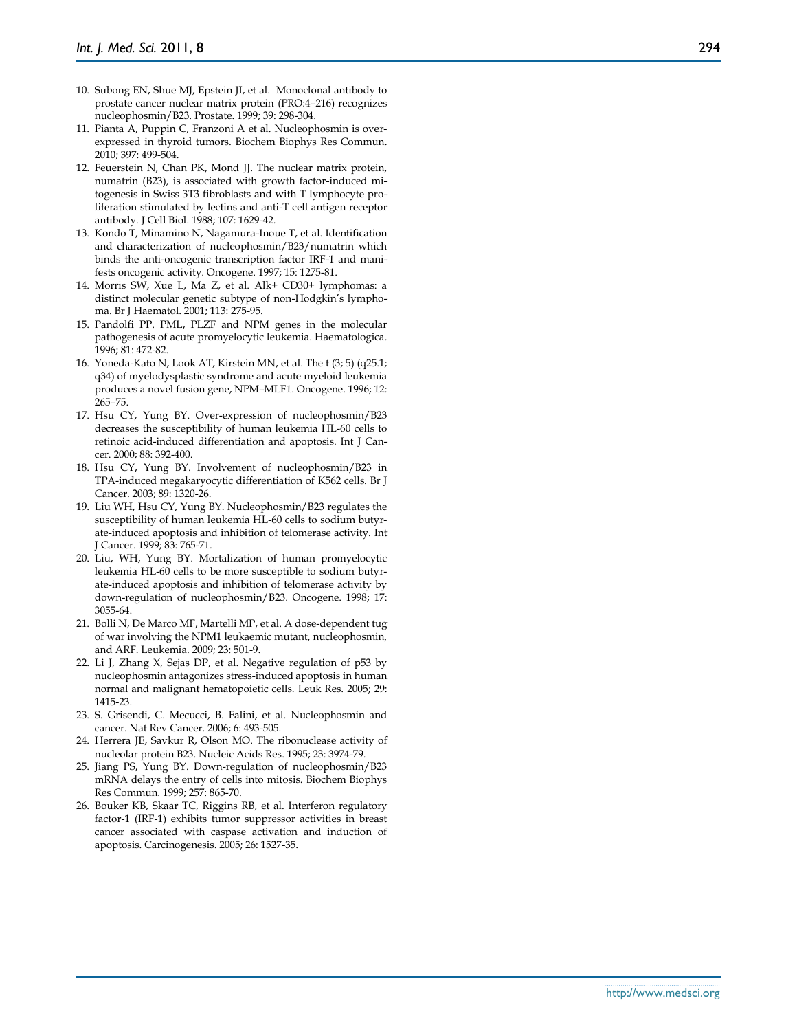10. Subong EN, Shue MJ, Epstein JI, et al. Monoclonal antibody to prostate cancer nuclear matrix protein (PRO:4–216) recognizes nucleophosmin/B23. Prostate. 1999; 39: 298-304.
11. Pianta A, Puppin C, Franzoni A et al. Nucleophosmin is overexpressed in thyroid tumors. Biochem Biophys Res Commun. 2010; 397: 499-504.
12. Feuerstein N, Chan PK, Mond JJ. The nuclear matrix protein, numatrin (B23), is associated with growth factor-induced mitogenesis in Swiss 3T3 fibroblasts and with T lymphocyte proliferation stimulated by lectins and anti-T cell antigen receptor antibody. J Cell Biol. 1988; 107: 1629-42.
13. Kondo T, Minamino N, Nagamura-Inoue T, et al. Identification and characterization of nucleophosmin/B23/numatrin which binds the anti-oncogenic transcription factor IRF-1 and manifests oncogenic activity. Oncogene. 1997; 15: 1275-81.
14. Morris SW, Xue L, Ma Z, et al. Alk+ CD30+ lymphomas: a distinct molecular genetic subtype of non-Hodgkin's lymphoma. Br J Haematol. 2001; 113: 275-95.
15. Pandolfi PP. PML, PLZF and NPM genes in the molecular pathogenesis of acute promyelocytic leukemia. Haematologica. 1996; 81: 472-82.
16. Yoneda-Kato N, Look AT, Kirstein MN, et al. The t (3; 5) (q25.1; q34) of myelodysplastic syndrome and acute myeloid leukemia produces a novel fusion gene, NPM–MLF1. Oncogene. 1996; 12: 265–75.
17. Hsu CY, Yung BY. Over-expression of nucleophosmin/B23 decreases the susceptibility of human leukemia HL-60 cells to retinoic acid-induced differentiation and apoptosis. Int J Cancer. 2000; 88: 392-400.
18. Hsu CY, Yung BY. Involvement of nucleophosmin/B23 in TPA-induced megakaryocytic differentiation of K562 cells. Br J Cancer. 2003; 89: 1320-26.
19. Liu WH, Hsu CY, Yung BY. Nucleophosmin/B23 regulates the susceptibility of human leukemia HL-60 cells to sodium butyrate-induced apoptosis and inhibition of telomerase activity. Int J Cancer. 1999; 83: 765-71.
20. Liu, WH, Yung BY. Mortalization of human promyelocytic leukemia HL-60 cells to be more susceptible to sodium butyrate-induced apoptosis and inhibition of telomerase activity by down-regulation of nucleophosmin/B23. Oncogene. 1998; 17: 3055-64.
21. Bolli N, De Marco MF, Martelli MP, et al. A dose-dependent tug of war involving the NPM1 leukaemic mutant, nucleophosmin, and ARF. Leukemia. 2009; 23: 501-9.
22. Li J, Zhang X, Sejas DP, et al. Negative regulation of p53 by nucleophosmin antagonizes stress-induced apoptosis in human normal and malignant hematopoietic cells. Leuk Res. 2005; 29: 1415-23.
23. S. Grisendi, C. Mecucci, B. Falini, et al. Nucleophosmin and cancer. Nat Rev Cancer. 2006; 6: 493-505.
24. Herrera JE, Savkur R, Olson MO. The ribonuclease activity of nucleolar protein B23. Nucleic Acids Res. 1995; 23: 3974-79.
25. Jiang PS, Yung BY. Down-regulation of nucleophosmin/B23 mRNA delays the entry of cells into mitosis. Biochem Biophys Res Commun. 1999; 257: 865-70.
26. Bouker KB, Skaar TC, Riggins RB, et al. Interferon regulatory factor-1 (IRF-1) exhibits tumor suppressor activities in breast cancer associated with caspase activation and induction of apoptosis. Carcinogenesis. 2005; 26: 1527-35.